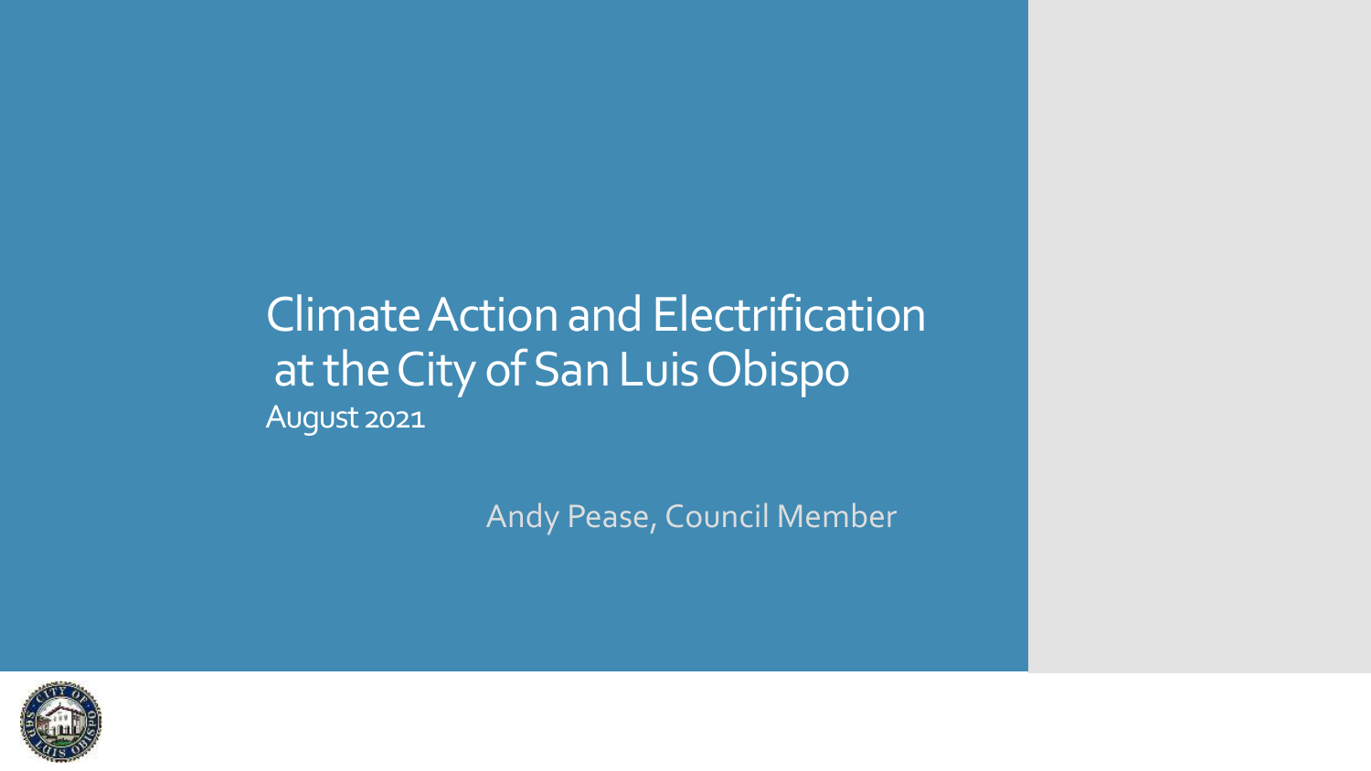# Climate Action and Electrification at the City of San Luis Obispo

August 2021

Andy Pease, Council Member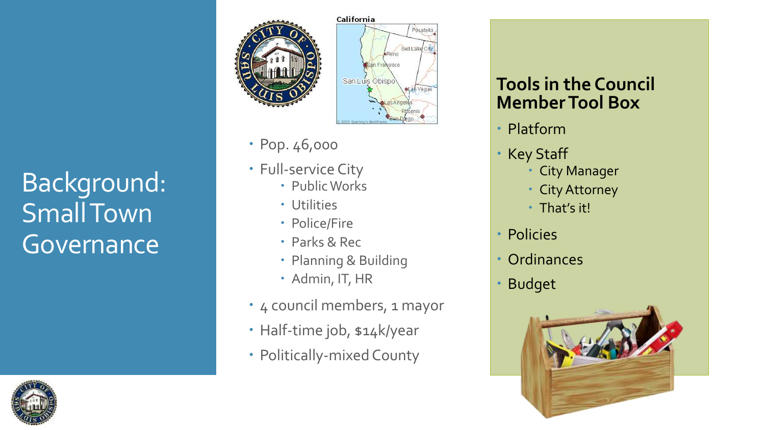# Background: Small Town Governance

- Pop. 46,000
- Full-service City
  - Public Works
  - Utilities
  - Police/Fire
  - Parks & Rec
  - Planning & Building
  - Admin, IT, HR
- 4 council members, 1 mayor
- Half-time job, $14k/year
- Politically-mixed County

## Tools in the Council Member Tool Box

- Platform
- Key Staff
  - City Manager
  - City Attorney
  - That's it!
- Policies
- Ordinances
- Budget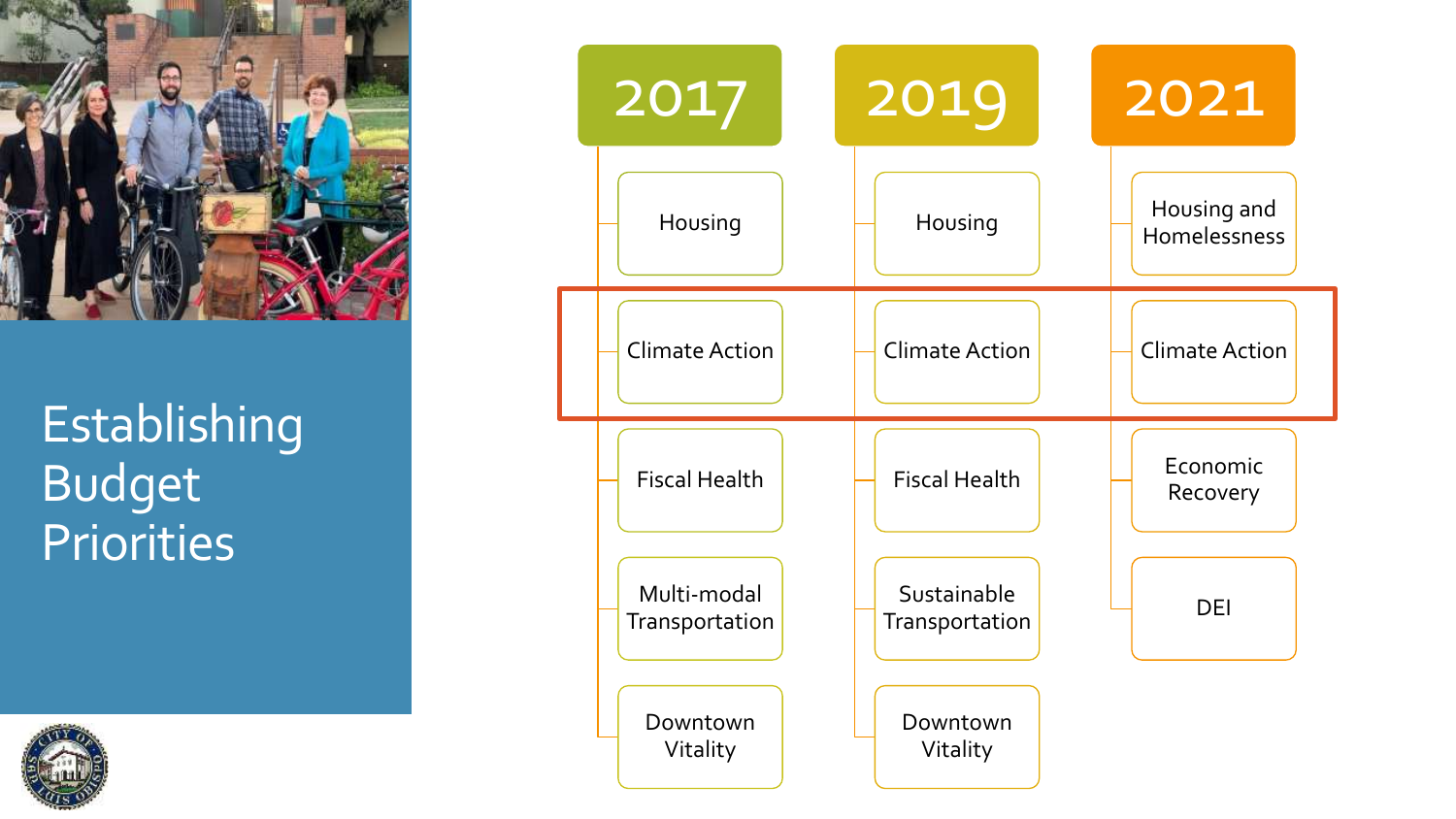# Establishing Budget Priorities

2017

Housing

Climate Action

Fiscal Health

Multi-modal Transportation

Downtown Vitality

2019

Housing

Climate Action

Fiscal Health

Sustainable Transportation

Downtown Vitality

2021

Housing and Homelessness

Climate Action

Economic Recovery

DEI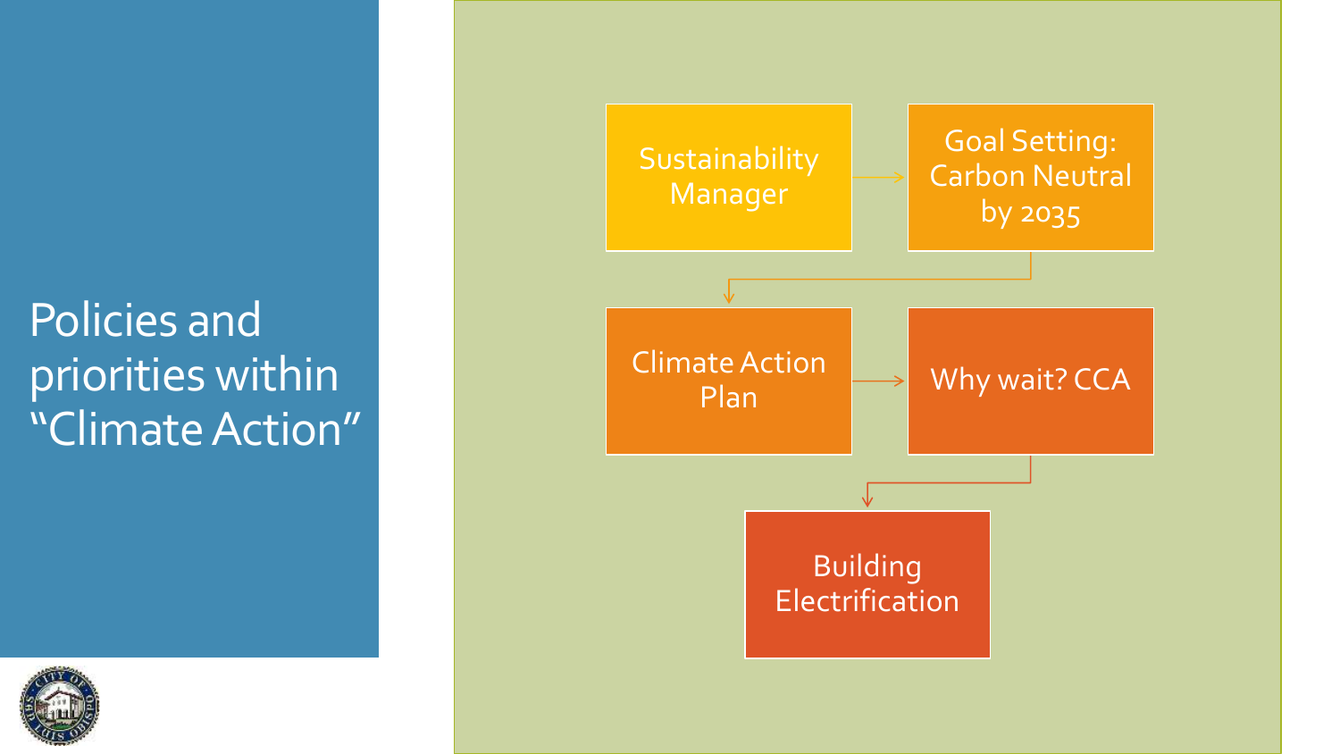# Policies and priorities within "Climate Action"

Sustainability Manager

Goal Setting: Carbon Neutral by 2035

Climate Action Plan

Why wait? CCA

Building Electrification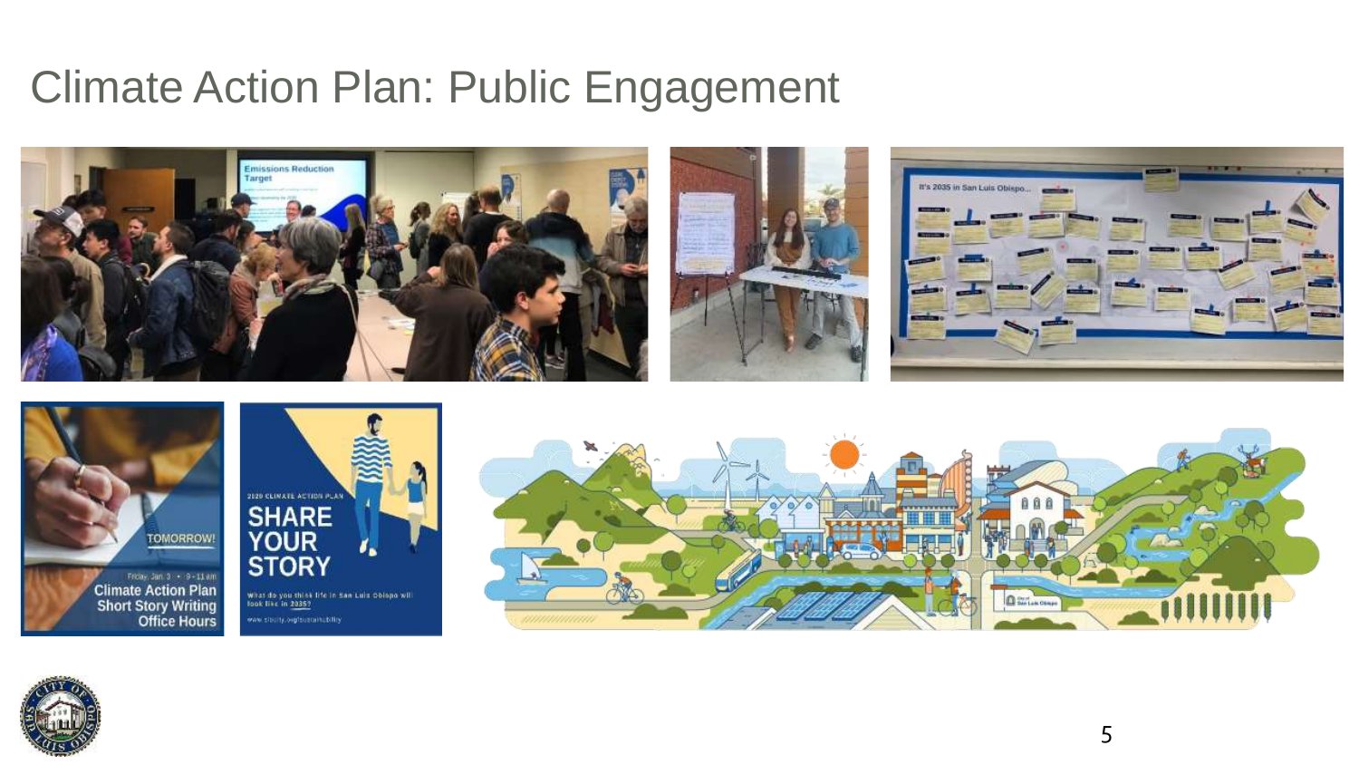# Climate Action Plan: Public Engagement

TOMORROW!

Friday, Jan. 3 • 9-11 am

Climate Action Plan Short Story Writing Office Hours

2020 CLIMATE ACTION PLAN

SHARE YOUR STORY

What do you think life in San Luis Obispo will look like in 2035?

www.slocity.org/sustainability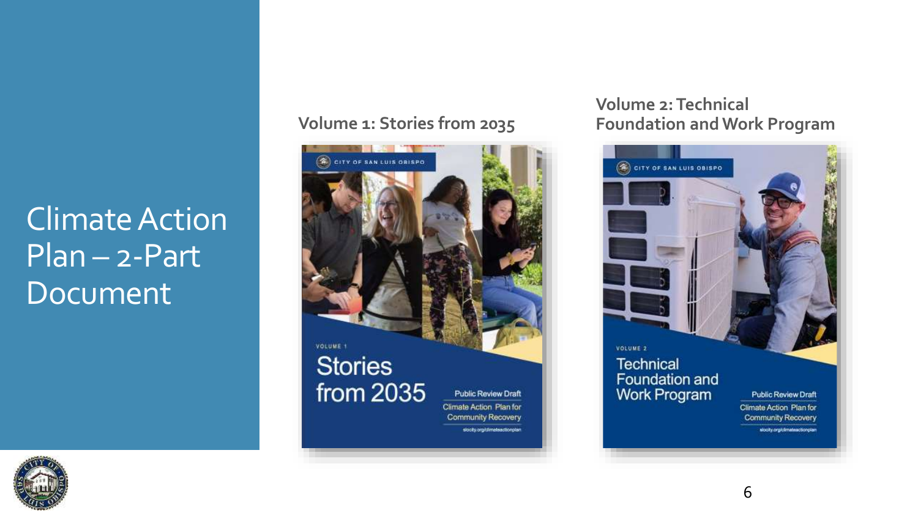# Climate Action Plan – 2-Part Document

**Volume 1: Stories from 2035**

CITY OF SAN LUIS OBISPO

VOLUME 1

Stories from 2035

Public Review Draft

Climate Action Plan for Community Recovery

slocity.org/climateactionplan

**Volume 2: Technical Foundation and Work Program**

CITY OF SAN LUIS OBISPO

VOLUME 2

Technical Foundation and Work Program

Public Review Draft

Climate Action Plan for Community Recovery

slocity.org/climateactionplan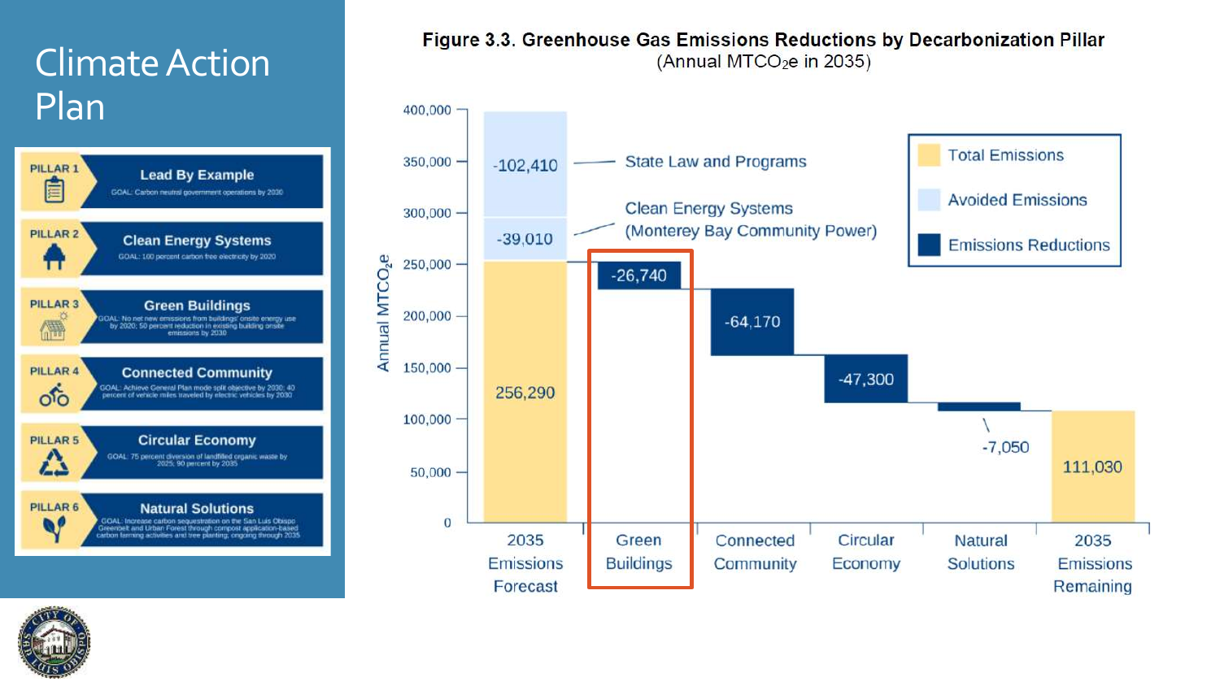# Climate Action Plan

**PILLAR 1** — **Lead By Example**
GOAL: Carbon neutral government operations by 2030

**PILLAR 2** — **Clean Energy Systems**
GOAL: 100 percent carbon free electricity by 2020

**PILLAR 3** — **Green Buildings**
GOAL: No net new emissions from buildings' onsite energy use by 2020; 50 percent reduction in existing building onsite emissions by 2030

**PILLAR 4** — **Connected Community**
GOAL: Achieve General Plan mode split objective by 2030; 40 percent of vehicle miles traveled by electric vehicles by 2030

**PILLAR 5** — **Circular Economy**
GOAL: 75 percent diversion of landfilled organic waste by 2025; 90 percent by 2035

**PILLAR 6** — **Natural Solutions**
GOAL: Increase carbon sequestration on the San Luis Obispo Greenbelt and Urban Forest through compost application-based carbon farming activities and tree planting, ongoing through 2035

**Figure 3.3. Greenhouse Gas Emissions Reductions by Decarbonization Pillar**
(Annual $MTCO_2e$ in 2035)

Annual $MTCO_2e$

400,000
350,000
300,000
250,000
200,000
150,000
100,000
50,000
0

Total Emissions
Avoided Emissions
Emissions Reductions

-102,410 State Law and Programs
-39,010 Clean Energy Systems (Monterey Bay Community Power)
256,290
-26,740
-64,170
-47,300
-7,050
111,030

2035 Emissions Forecast
Green Buildings
Connected Community
Circular Economy
Natural Solutions
2035 Emissions Remaining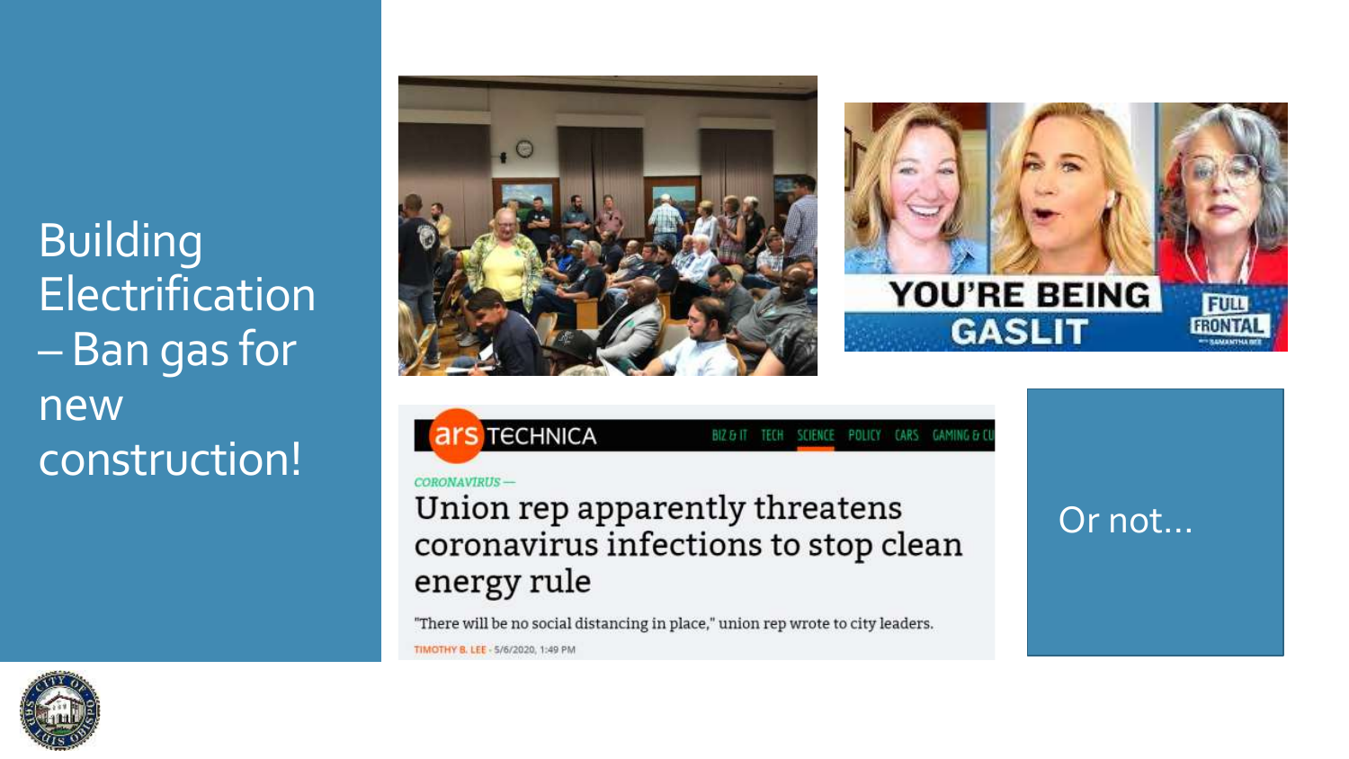# Building Electrification – Ban gas for new construction!

YOU'RE BEING GASLIT

FULL FRONTAL

ars TECHNICA

BIZ & IT TECH SCIENCE POLICY CARS GAMING & CU

CORONAVIRUS —

## Union rep apparently threatens coronavirus infections to stop clean energy rule

"There will be no social distancing in place," union rep wrote to city leaders.

TIMOTHY B. LEE - 5/6/2020, 1:49 PM

Or not...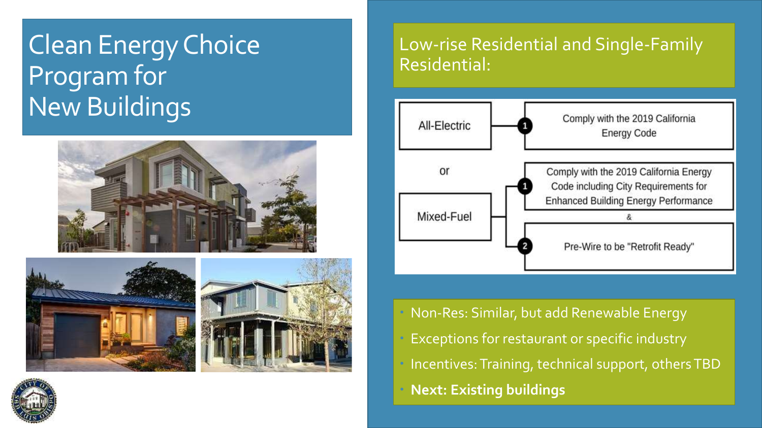# Clean Energy Choice Program for New Buildings

## Low-rise Residential and Single-Family Residential:

All-Electric → (1) Comply with the 2019 California Energy Code

or

Mixed-Fuel → (1) Comply with the 2019 California Energy Code including City Requirements for Enhanced Building Energy Performance

&

(2) Pre-Wire to be "Retrofit Ready"

- Non-Res: Similar, but add Renewable Energy
- Exceptions for restaurant or specific industry
- Incentives: Training, technical support, others TBD
- **Next: Existing buildings**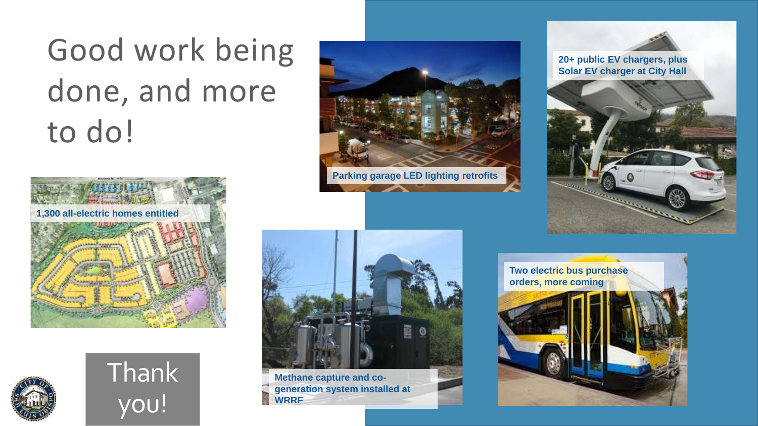# Good work being done, and more to do!

1,300 all-electric homes entitled

Parking garage LED lighting retrofits

20+ public EV chargers, plus Solar EV charger at City Hall

Methane capture and co-generation system installed at WRRF

Two electric bus purchase orders, more coming

Thank you!